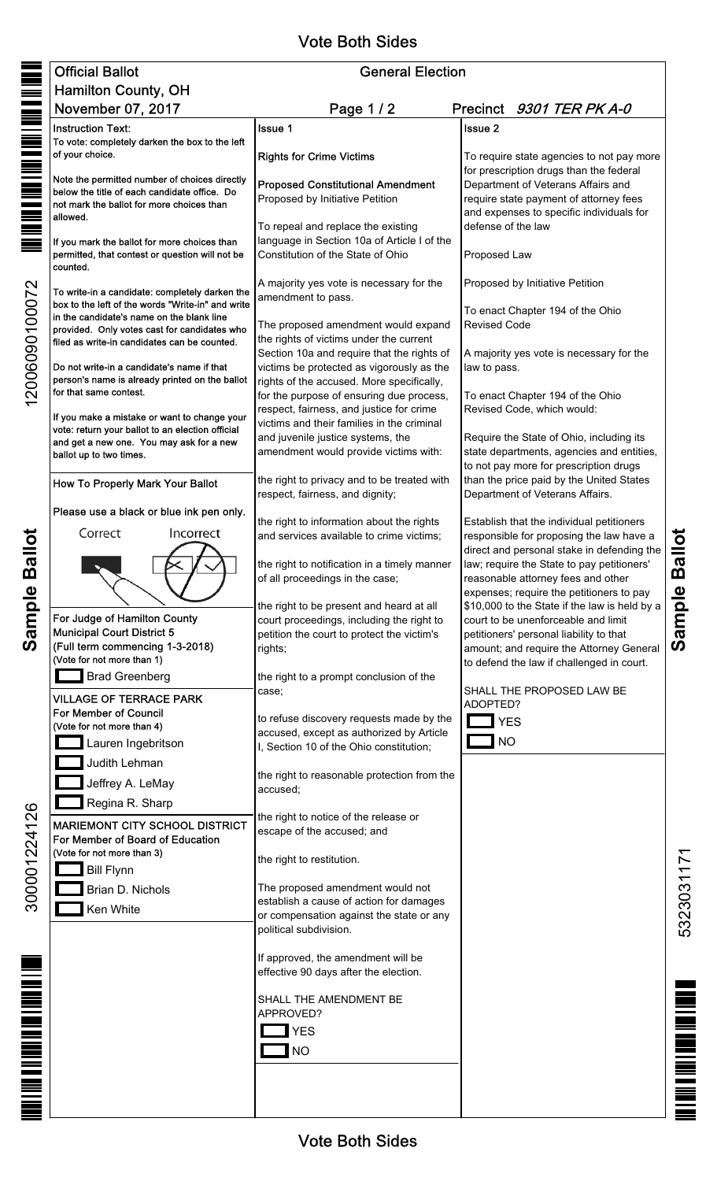Vote Both Sides

**Official Ballot** | **General Election**

**Hamilton County, OH**

**November 07, 2017** | Precinct *9301 TER PK A-0*

**Instruction Text:**
To vote: completely darken the box to the left of your choice.

Note the permitted number of choices directly below the title of each candidate office. Do not mark the ballot for more choices than allowed.

If you mark the ballot for more choices than permitted, that contest or question will not be counted.

To write-in a candidate: completely darken the box to the left of the words "Write-in" and write in the candidate's name on the blank line provided. Only votes cast for candidates who filed as write-in candidates can be counted.

Do not write-in a candidate's name if that person's name is already printed on the ballot for that same contest.

If you make a mistake or want to change your vote: return your ballot to an election official and get a new one. You may ask for a new ballot up to two times.

**How To Properly Mark Your Ballot**

Please use a black or blue ink pen only.

Correct    Incorrect

**For Judge of Hamilton County Municipal Court District 5**
**(Full term commencing 1-3-2018)**
(Vote for not more than 1)

- ☐ Brad Greenberg

**VILLAGE OF TERRACE PARK**
**For Member of Council**
(Vote for not more than 4)

- ☐ Lauren Ingebritson
- ☐ Judith Lehman
- ☐ Jeffrey A. LeMay
- ☐ Regina R. Sharp

**MARIEMONT CITY SCHOOL DISTRICT**
**For Member of Board of Education**
(Vote for not more than 3)

- ☐ Bill Flynn
- ☐ Brian D. Nichols
- ☐ Ken White

**Issue 1**

**Rights for Crime Victims**

**Proposed Constitutional Amendment**
Proposed by Initiative Petition

To repeal and replace the existing language in Section 10a of Article I of the Constitution of the State of Ohio

A majority yes vote is necessary for the amendment to pass.

The proposed amendment would expand the rights of victims under the current Section 10a and require that the rights of victims be protected as vigorously as the rights of the accused. More specifically, for the purpose of ensuring due process, respect, fairness, and justice for crime victims and their families in the criminal and juvenile justice systems, the amendment would provide victims with:

the right to privacy and to be treated with respect, fairness, and dignity;

the right to information about the rights and services available to crime victims;

the right to notification in a timely manner of all proceedings in the case;

the right to be present and heard at all court proceedings, including the right to petition the court to protect the victim's rights;

the right to a prompt conclusion of the case;

to refuse discovery requests made by the accused, except as authorized by Article I, Section 10 of the Ohio constitution;

the right to reasonable protection from the accused;

the right to notice of the release or escape of the accused; and

the right to restitution.

The proposed amendment would not establish a cause of action for damages or compensation against the state or any political subdivision.

If approved, the amendment will be effective 90 days after the election.

SHALL THE AMENDMENT BE APPROVED?

- ☐ YES
- ☐ NO

**Issue 2**

To require state agencies to not pay more for prescription drugs than the federal Department of Veterans Affairs and require state payment of attorney fees and expenses to specific individuals for defense of the law

Proposed Law

Proposed by Initiative Petition

To enact Chapter 194 of the Ohio Revised Code

A majority yes vote is necessary for the law to pass.

To enact Chapter 194 of the Ohio Revised Code, which would:

Require the State of Ohio, including its state departments, agencies and entities, to not pay more for prescription drugs than the price paid by the United States Department of Veterans Affairs.

Establish that the individual petitioners responsible for proposing the law have a direct and personal stake in defending the law; require the State to pay petitioners' reasonable attorney fees and other expenses; require the petitioners to pay $10,000 to the State if the law is held by a court to be unenforceable and limit petitioners' personal liability to that amount; and require the Attorney General to defend the law if challenged in court.

SHALL THE PROPOSED LAW BE ADOPTED?

- ☐ YES
- ☐ NO

Vote Both Sides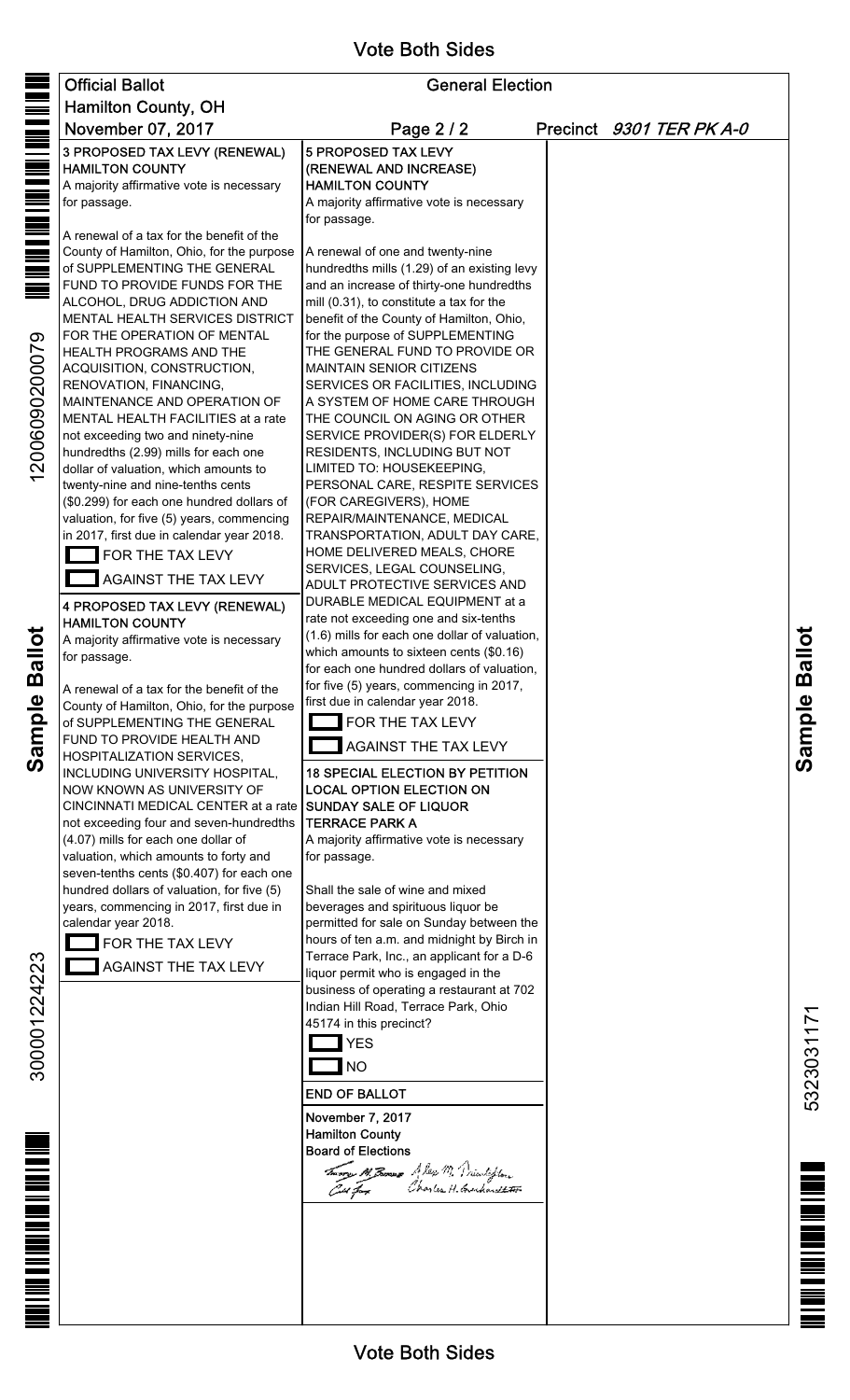Vote Both Sides

**Official Ballot** | **General Election**

**Hamilton County, OH**

**November 07, 2017** | Precinct *9301 TER PK A-0*

**3 PROPOSED TAX LEVY (RENEWAL)**
**HAMILTON COUNTY**
A majority affirmative vote is necessary for passage.

A renewal of a tax for the benefit of the County of Hamilton, Ohio, for the purpose of SUPPLEMENTING THE GENERAL FUND TO PROVIDE FUNDS FOR THE ALCOHOL, DRUG ADDICTION AND MENTAL HEALTH SERVICES DISTRICT FOR THE OPERATION OF MENTAL HEALTH PROGRAMS AND THE ACQUISITION, CONSTRUCTION, RENOVATION, FINANCING, MAINTENANCE AND OPERATION OF MENTAL HEALTH FACILITIES at a rate not exceeding two and ninety-nine hundredths (2.99) mills for each one dollar of valuation, which amounts to twenty-nine and nine-tenths cents ($0.299) for each one hundred dollars of valuation, for five (5) years, commencing in 2017, first due in calendar year 2018.

- [ ] FOR THE TAX LEVY
- [ ] AGAINST THE TAX LEVY

**4 PROPOSED TAX LEVY (RENEWAL)**
**HAMILTON COUNTY**
A majority affirmative vote is necessary for passage.

A renewal of a tax for the benefit of the County of Hamilton, Ohio, for the purpose of SUPPLEMENTING THE GENERAL FUND TO PROVIDE HEALTH AND HOSPITALIZATION SERVICES, INCLUDING UNIVERSITY HOSPITAL, NOW KNOWN AS UNIVERSITY OF CINCINNATI MEDICAL CENTER at a rate not exceeding four and seven-hundredths (4.07) mills for each one dollar of valuation, which amounts to forty and seven-tenths cents ($0.407) for each one hundred dollars of valuation, for five (5) years, commencing in 2017, first due in calendar year 2018.

- [ ] FOR THE TAX LEVY
- [ ] AGAINST THE TAX LEVY

**5 PROPOSED TAX LEVY**
**(RENEWAL AND INCREASE)**
**HAMILTON COUNTY**
A majority affirmative vote is necessary for passage.

A renewal of one and twenty-nine hundredths mills (1.29) of an existing levy and an increase of thirty-one hundredths mill (0.31), to constitute a tax for the benefit of the County of Hamilton, Ohio, for the purpose of SUPPLEMENTING THE GENERAL FUND TO PROVIDE OR MAINTAIN SENIOR CITIZENS SERVICES OR FACILITIES, INCLUDING A SYSTEM OF HOME CARE THROUGH THE COUNCIL ON AGING OR OTHER SERVICE PROVIDER(S) FOR ELDERLY RESIDENTS, INCLUDING BUT NOT LIMITED TO: HOUSEKEEPING, PERSONAL CARE, RESPITE SERVICES (FOR CAREGIVERS), HOME REPAIR/MAINTENANCE, MEDICAL TRANSPORTATION, ADULT DAY CARE, HOME DELIVERED MEALS, CHORE SERVICES, LEGAL COUNSELING, ADULT PROTECTIVE SERVICES AND DURABLE MEDICAL EQUIPMENT at a rate not exceeding one and six-tenths (1.6) mills for each one dollar of valuation, which amounts to sixteen cents ($0.16) for each one hundred dollars of valuation, for five (5) years, commencing in 2017, first due in calendar year 2018.

- [ ] FOR THE TAX LEVY
- [ ] AGAINST THE TAX LEVY

**18 SPECIAL ELECTION BY PETITION**
**LOCAL OPTION ELECTION ON SUNDAY SALE OF LIQUOR**
**TERRACE PARK A**
A majority affirmative vote is necessary for passage.

Shall the sale of wine and mixed beverages and spirituous liquor be permitted for sale on Sunday between the hours of ten a.m. and midnight by Birch in Terrace Park, Inc., an applicant for a D-6 liquor permit who is engaged in the business of operating a restaurant at 702 Indian Hill Road, Terrace Park, Ohio 45174 in this precinct?

- [ ] YES
- [ ] NO

**END OF BALLOT**

November 7, 2017
Hamilton County
Board of Elections

Vote Both Sides